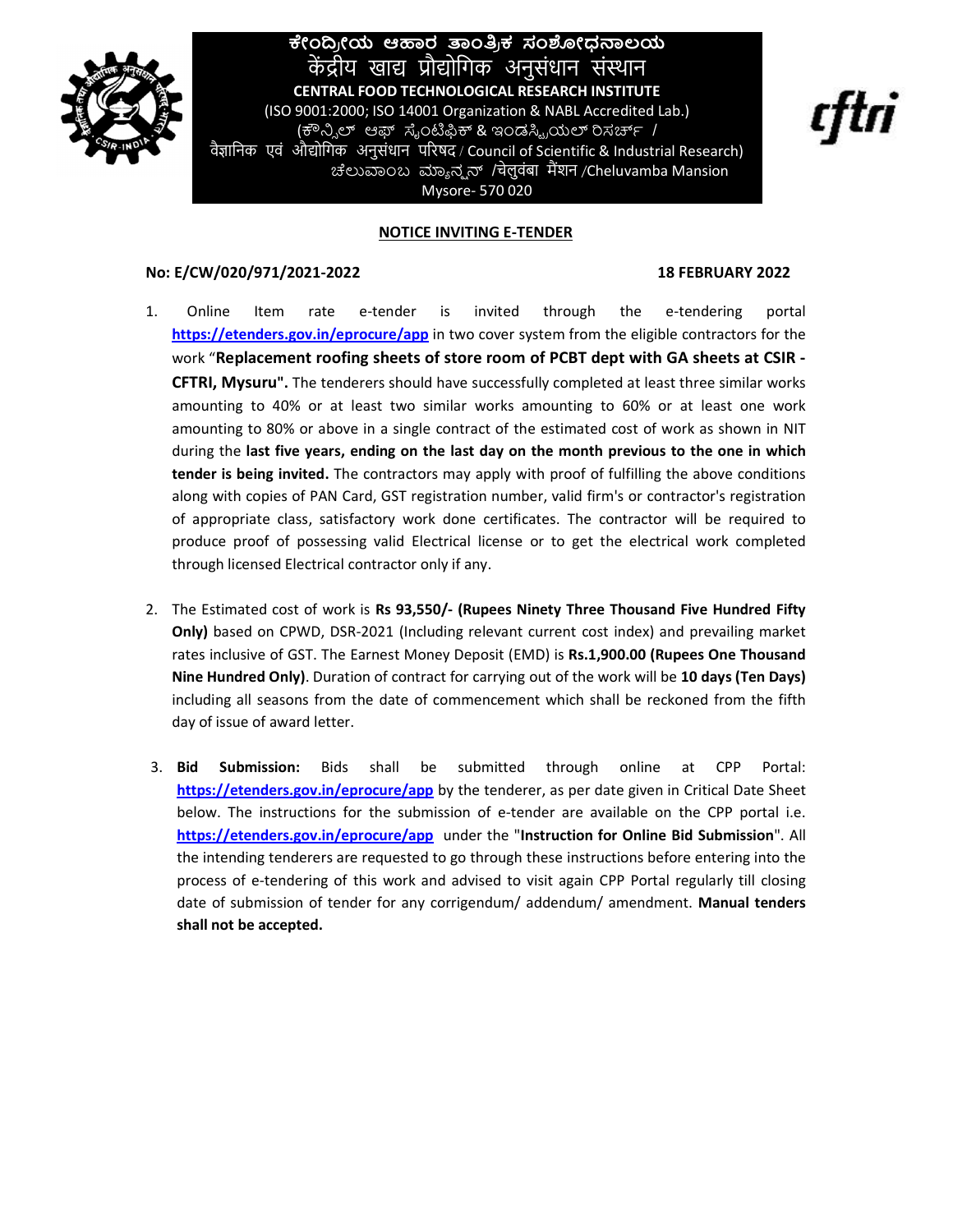ಕೇಂದ್ರೀಯ ಆಹಾರ ತಾಂತ್ರಿಕ ಸಂಶೋಧನಾಲಯ
केंद्रीय खाद्य प्रौद्योगिक अनुसंधान संस्थान
**CENTRAL FOOD TECHNOLOGICAL RESEARCH INSTITUTE**
(ISO 9001:2000; ISO 14001 Organization & NABL Accredited Lab.)
(ಕೌನ್ಸಿಲ್ ಆಫ್ ಸೈಂಟಿಫಿಕ್ & ಇಂಡಸ್ಟ್ರಿಯಲ್ ರಿಸರ್ಚ್ / वैज्ञानिक एवं औद्योगिक अनुसंधान परिषद / Council of Scientific & Industrial Research)
ಚೆಲುವಾಂಬ ಮ್ಯಾನ್ಷನ್ /चेलुवंबा मैंशन /Cheluvamba Mansion
Mysore- 570 020

cftri

## NOTICE INVITING E-TENDER

**No: E/CW/020/971/2021-2022** **18 FEBRUARY 2022**

1. Online Item rate e-tender is invited through the e-tendering portal https://etenders.gov.in/eprocure/app in two cover system from the eligible contractors for the work "**Replacement roofing sheets of store room of PCBT dept with GA sheets at CSIR - CFTRI, Mysuru".** The tenderers should have successfully completed at least three similar works amounting to 40% or at least two similar works amounting to 60% or at least one work amounting to 80% or above in a single contract of the estimated cost of work as shown in NIT during the **last five years, ending on the last day on the month previous to the one in which tender is being invited.** The contractors may apply with proof of fulfilling the above conditions along with copies of PAN Card, GST registration number, valid firm's or contractor's registration of appropriate class, satisfactory work done certificates. The contractor will be required to produce proof of possessing valid Electrical license or to get the electrical work completed through licensed Electrical contractor only if any.

2. The Estimated cost of work is **Rs 93,550/- (Rupees Ninety Three Thousand Five Hundred Fifty Only)** based on CPWD, DSR-2021 (Including relevant current cost index) and prevailing market rates inclusive of GST. The Earnest Money Deposit (EMD) is **Rs.1,900.00 (Rupees One Thousand Nine Hundred Only)**. Duration of contract for carrying out of the work will be **10 days (Ten Days)** including all seasons from the date of commencement which shall be reckoned from the fifth day of issue of award letter.

3. **Bid Submission:** Bids shall be submitted through online at CPP Portal: https://etenders.gov.in/eprocure/app by the tenderer, as per date given in Critical Date Sheet below. The instructions for the submission of e-tender are available on the CPP portal i.e. https://etenders.gov.in/eprocure/app under the "**Instruction for Online Bid Submission**". All the intending tenderers are requested to go through these instructions before entering into the process of e-tendering of this work and advised to visit again CPP Portal regularly till closing date of submission of tender for any corrigendum/ addendum/ amendment. **Manual tenders shall not be accepted.**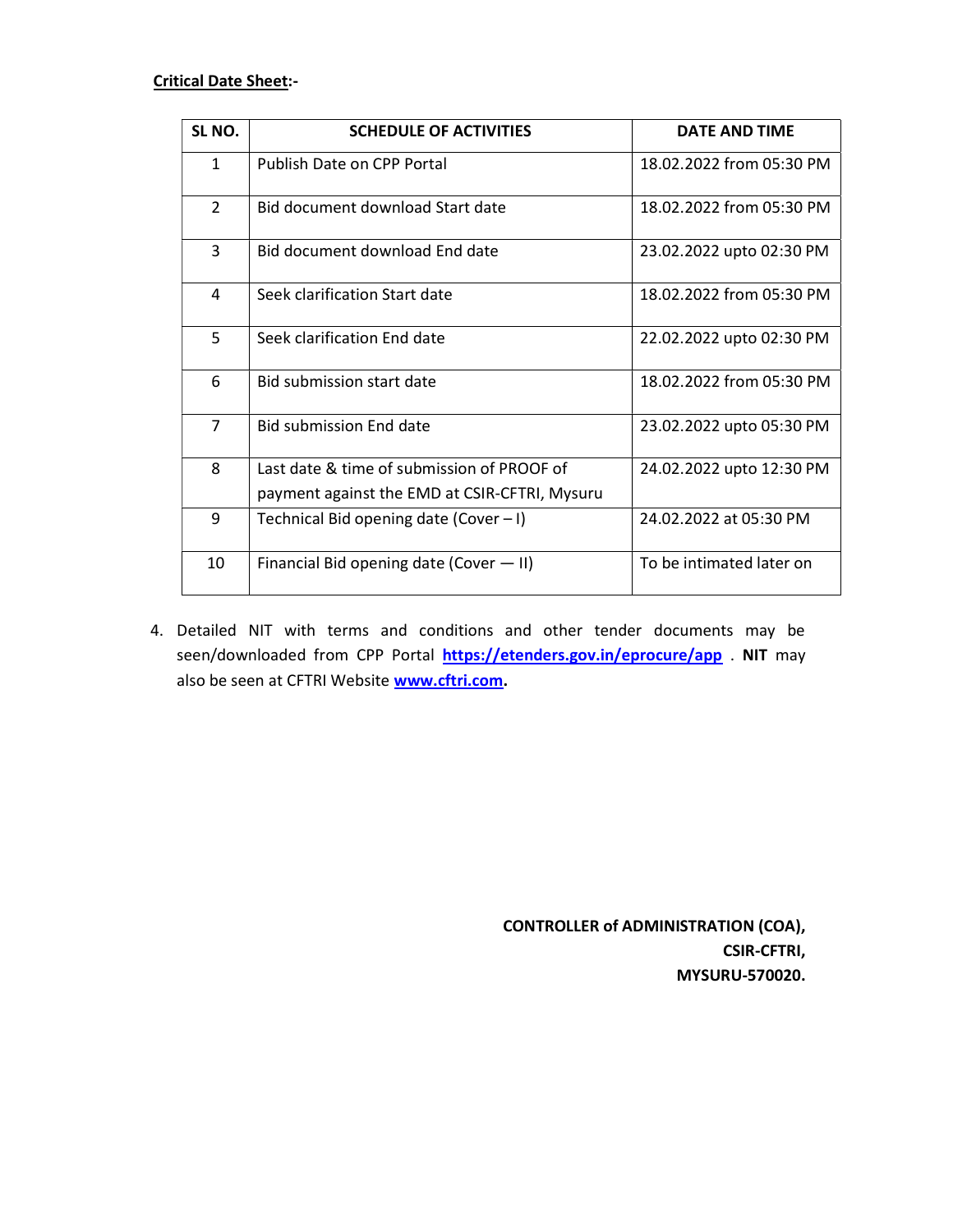**Critical Date Sheet:-**

| SL NO. | SCHEDULE OF ACTIVITIES | DATE AND TIME |
|---|---|---|
| 1 | Publish Date on CPP Portal | 18.02.2022 from 05:30 PM |
| 2 | Bid document download Start date | 18.02.2022 from 05:30 PM |
| 3 | Bid document download End date | 23.02.2022 upto 02:30 PM |
| 4 | Seek clarification Start date | 18.02.2022 from 05:30 PM |
| 5 | Seek clarification End date | 22.02.2022 upto 02:30 PM |
| 6 | Bid submission start date | 18.02.2022 from 05:30 PM |
| 7 | Bid submission End date | 23.02.2022 upto 05:30 PM |
| 8 | Last date & time of submission of PROOF of payment against the EMD at CSIR-CFTRI, Mysuru | 24.02.2022 upto 12:30 PM |
| 9 | Technical Bid opening date (Cover – I) | 24.02.2022 at 05:30 PM |
| 10 | Financial Bid opening date (Cover — II) | To be intimated later on |

4. Detailed NIT with terms and conditions and other tender documents may be seen/downloaded from CPP Portal **https://etenders.gov.in/eprocure/app** . **NIT** may also be seen at CFTRI Website **www.cftri.com.**

**CONTROLLER of ADMINISTRATION (COA),**
**CSIR-CFTRI,**
**MYSURU-570020.**